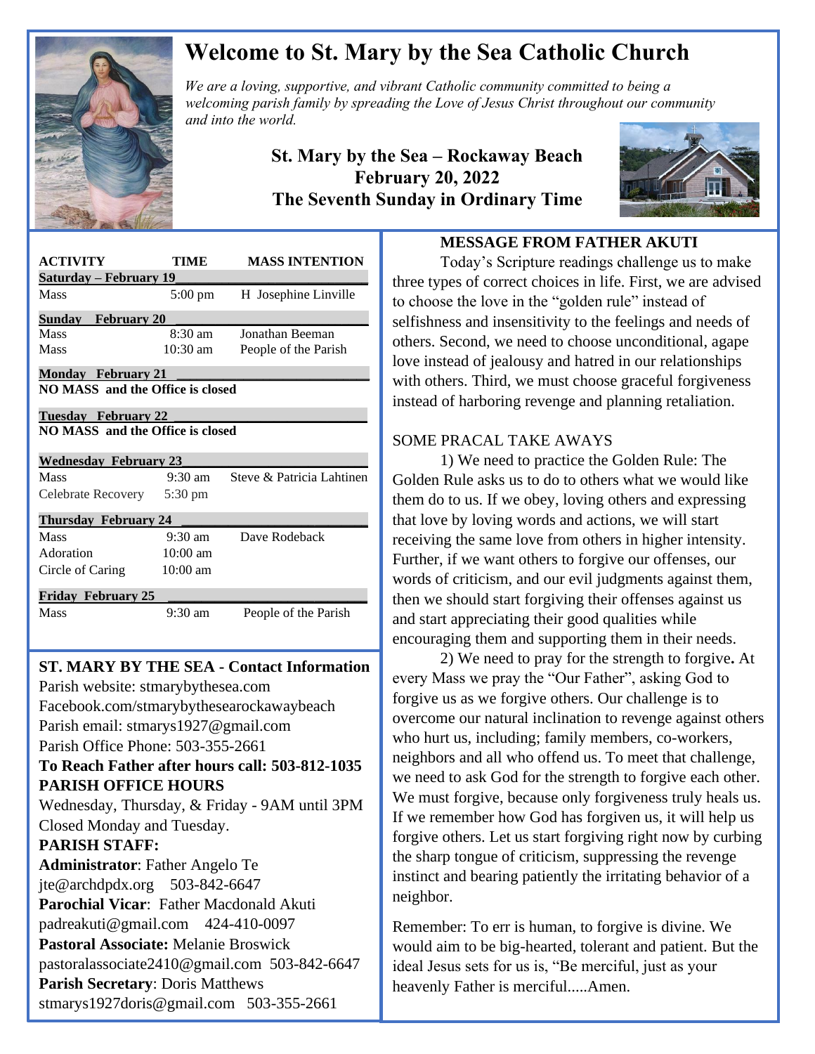# Welcome to St. Mary by the Sea Catholic Church

*We are a loving, supportive, and vibrant Catholic community committed to being a welcoming parish family by spreading the Love of Jesus Christ throughout our community and into the world.*

**St. Mary by the Sea – Rockaway Beach**
**February 20, 2022**
**The Seventh Sunday in Ordinary Time**

| ACTIVITY | TIME | MASS INTENTION |
|---|---|---|
| **Saturday – February 19** | | |
| Mass | 5:00 pm | H Josephine Linville |
| **Sunday February 20** | | |
| Mass | 8:30 am | Jonathan Beeman |
| Mass | 10:30 am | People of the Parish |
| **Monday February 21** | | |
| **NO MASS and the Office is closed** | | |
| **Tuesday February 22** | | |
| **NO MASS and the Office is closed** | | |
| **Wednesday February 23** | | |
| Mass | 9:30 am | Steve & Patricia Lahtinen |
| Celebrate Recovery | 5:30 pm | |
| **Thursday February 24** | | |
| Mass | 9:30 am | Dave Rodeback |
| Adoration | 10:00 am | |
| Circle of Caring | 10:00 am | |
| **Friday February 25** | | |
| Mass | 9:30 am | People of the Parish |

## ST. MARY BY THE SEA - Contact Information

Parish website: stmarybythesea.com
Facebook.com/stmarybythesearockawaybeach
Parish email: stmarys1927@gmail.com
Parish Office Phone: 503-355-2661

**To Reach Father after hours call: 503-812-1035**

**PARISH OFFICE HOURS**

Wednesday, Thursday, & Friday - 9AM until 3PM
Closed Monday and Tuesday.

**PARISH STAFF:**

**Administrator**: Father Angelo Te
jte@archdpdx.org 503-842-6647
**Parochial Vicar**: Father Macdonald Akuti
padreakuti@gmail.com 424-410-0097
**Pastoral Associate:** Melanie Broswick
pastoralassociate2410@gmail.com 503-842-6647
**Parish Secretary**: Doris Matthews
stmarys1927doris@gmail.com 503-355-2661

## MESSAGE FROM FATHER AKUTI

Today's Scripture readings challenge us to make three types of correct choices in life. First, we are advised to choose the love in the "golden rule" instead of selfishness and insensitivity to the feelings and needs of others. Second, we need to choose unconditional, agape love instead of jealousy and hatred in our relationships with others. Third, we must choose graceful forgiveness instead of harboring revenge and planning retaliation.

SOME PRACAL TAKE AWAYS

1) We need to practice the Golden Rule: The Golden Rule asks us to do to others what we would like them do to us. If we obey, loving others and expressing that love by loving words and actions, we will start receiving the same love from others in higher intensity. Further, if we want others to forgive our offenses, our words of criticism, and our evil judgments against them, then we should start forgiving their offenses against us and start appreciating their good qualities while encouraging them and supporting them in their needs.

2) We need to pray for the strength to forgive**.** At every Mass we pray the "Our Father", asking God to forgive us as we forgive others. Our challenge is to overcome our natural inclination to revenge against others who hurt us, including; family members, co-workers, neighbors and all who offend us. To meet that challenge, we need to ask God for the strength to forgive each other. We must forgive, because only forgiveness truly heals us. If we remember how God has forgiven us, it will help us forgive others. Let us start forgiving right now by curbing the sharp tongue of criticism, suppressing the revenge instinct and bearing patiently the irritating behavior of a neighbor.

Remember: To err is human, to forgive is divine. We would aim to be big-hearted, tolerant and patient. But the ideal Jesus sets for us is, "Be merciful, just as your heavenly Father is merciful.....Amen.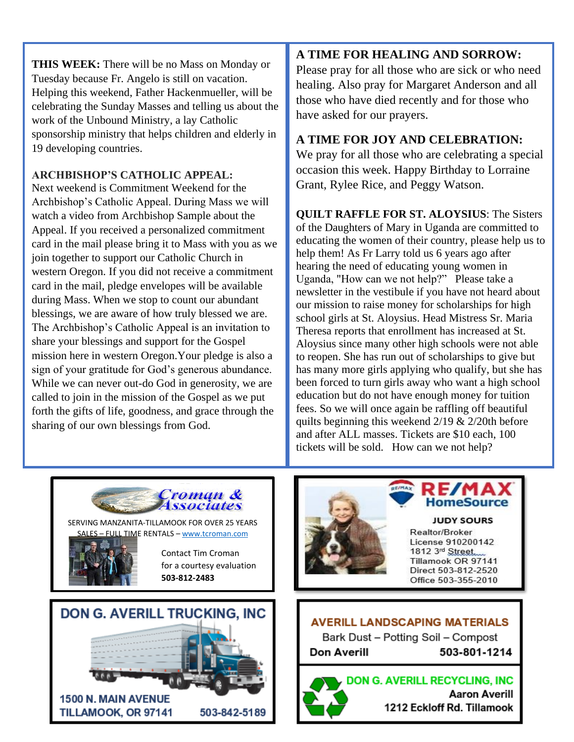**THIS WEEK:** There will be no Mass on Monday or Tuesday because Fr. Angelo is still on vacation. Helping this weekend, Father Hackenmueller, will be celebrating the Sunday Masses and telling us about the work of the Unbound Ministry, a lay Catholic sponsorship ministry that helps children and elderly in 19 developing countries.

**ARCHBISHOP'S CATHOLIC APPEAL:**
Next weekend is Commitment Weekend for the Archbishop's Catholic Appeal. During Mass we will watch a video from Archbishop Sample about the Appeal. If you received a personalized commitment card in the mail please bring it to Mass with you as we join together to support our Catholic Church in western Oregon. If you did not receive a commitment card in the mail, pledge envelopes will be available during Mass. When we stop to count our abundant blessings, we are aware of how truly blessed we are. The Archbishop's Catholic Appeal is an invitation to share your blessings and support for the Gospel mission here in western Oregon.Your pledge is also a sign of your gratitude for God's generous abundance. While we can never out-do God in generosity, we are called to join in the mission of the Gospel as we put forth the gifts of life, goodness, and grace through the sharing of our own blessings from God.

**A TIME FOR HEALING AND SORROW:**
Please pray for all those who are sick or who need healing. Also pray for Margaret Anderson and all those who have died recently and for those who have asked for our prayers.

**A TIME FOR JOY AND CELEBRATION:**
We pray for all those who are celebrating a special occasion this week. Happy Birthday to Lorraine Grant, Rylee Rice, and Peggy Watson.

**QUILT RAFFLE FOR ST. ALOYSIUS**: The Sisters of the Daughters of Mary in Uganda are committed to educating the women of their country, please help us to help them! As Fr Larry told us 6 years ago after hearing the need of educating young women in Uganda, "How can we not help?" Please take a newsletter in the vestibule if you have not heard about our mission to raise money for scholarships for high school girls at St. Aloysius. Head Mistress Sr. Maria Theresa reports that enrollment has increased at St. Aloysius since many other high schools were not able to reopen. She has run out of scholarships to give but has many more girls applying who qualify, but she has been forced to turn girls away who want a high school education but do not have enough money for tuition fees. So we will once again be raffling off beautiful quilts beginning this weekend 2/19 & 2/20th before and after ALL masses. Tickets are $10 each, 100 tickets will be sold. How can we not help?

---

**Croman & Associates**
SERVING MANZANITA-TILLAMOOK FOR OVER 25 YEARS
SALES – FULL TIME RENTALS – www.tcroman.com
Contact Tim Croman for a courtesy evaluation
**503-812-2483**

**RE/MAX HomeSource**
JUDY SOURS
Realtor/Broker
License 910200142
1812 3rd Street
Tillamook OR 97141
Direct 503-812-2520
Office 503-355-2010

**DON G. AVERILL TRUCKING, INC**
1500 N. MAIN AVENUE
TILLAMOOK, OR 97141
503-842-5189

**AVERILL LANDSCAPING MATERIALS**
Bark Dust – Potting Soil – Compost
Don Averill 503-801-1214

**DON G. AVERILL RECYCLING, INC**
Aaron Averill
1212 Eckloff Rd. Tillamook